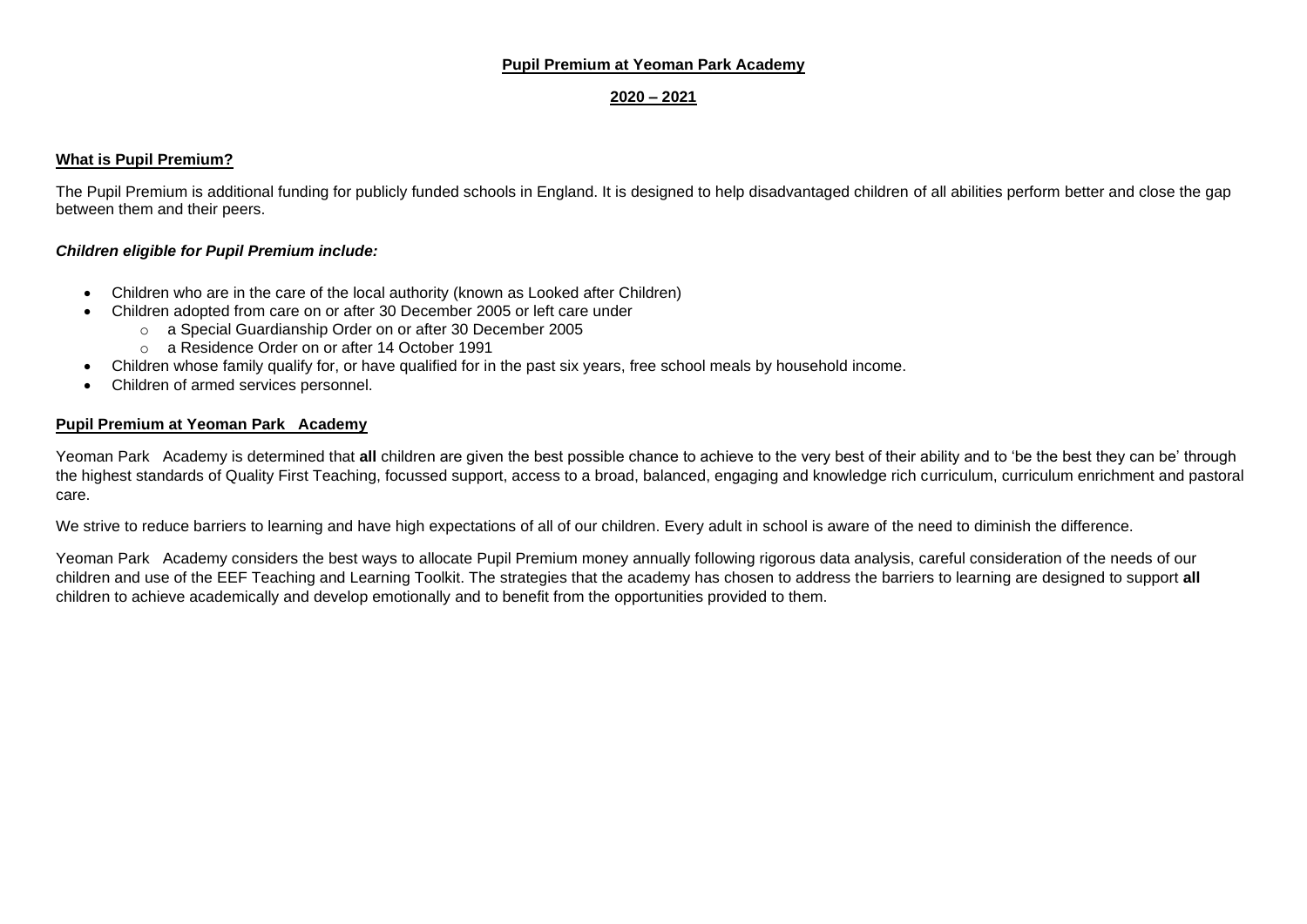# Pupil Premium at Yeoman Park Academy

## 2020 – 2021

### What is Pupil Premium?

The Pupil Premium is additional funding for publicly funded schools in England. It is designed to help disadvantaged children of all abilities perform better and close the gap between them and their peers.

***Children eligible for Pupil Premium include:***

- Children who are in the care of the local authority (known as Looked after Children)
- Children adopted from care on or after 30 December 2005 or left care under
  - a Special Guardianship Order on or after 30 December 2005
  - a Residence Order on or after 14 October 1991
- Children whose family qualify for, or have qualified for in the past six years, free school meals by household income.
- Children of armed services personnel.

### Pupil Premium at Yeoman Park Academy

Yeoman Park Academy is determined that **all** children are given the best possible chance to achieve to the very best of their ability and to 'be the best they can be' through the highest standards of Quality First Teaching, focussed support, access to a broad, balanced, engaging and knowledge rich curriculum, curriculum enrichment and pastoral care.

We strive to reduce barriers to learning and have high expectations of all of our children. Every adult in school is aware of the need to diminish the difference.

Yeoman Park Academy considers the best ways to allocate Pupil Premium money annually following rigorous data analysis, careful consideration of the needs of our children and use of the EEF Teaching and Learning Toolkit. The strategies that the academy has chosen to address the barriers to learning are designed to support **all** children to achieve academically and develop emotionally and to benefit from the opportunities provided to them.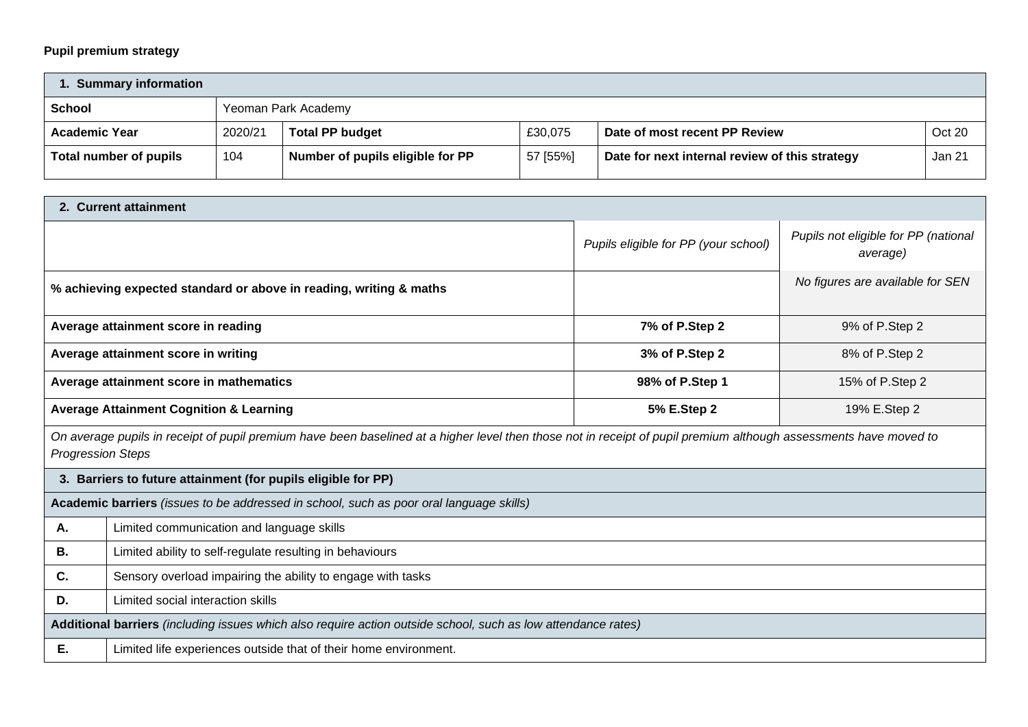**Pupil premium strategy**

| 1. Summary information | | | | | |
|---|---|---|---|---|---|
| **School** | Yeoman Park Academy | | | | |
| **Academic Year** | 2020/21 | **Total PP budget** | £30,075 | **Date of most recent PP Review** | Oct 20 |
| **Total number of pupils** | 104 | **Number of pupils eligible for PP** | 57 [55%] | **Date for next internal review of this strategy** | Jan 21 |

| 2. Current attainment | | |
|---|---|---|
| | *Pupils eligible for PP (your school)* | *Pupils not eligible for PP (national average)* |
| **% achieving expected standard or above in reading, writing & maths** | | *No figures are available for SEN* |
| **Average attainment score in reading** | **7% of P.Step 2** | 9% of P.Step 2 |
| **Average attainment score in writing** | **3% of P.Step 2** | 8% of P.Step 2 |
| **Average attainment score in mathematics** | **98% of P.Step 1** | 15% of P.Step 2 |
| **Average Attainment Cognition & Learning** | **5% E.Step 2** | 19% E.Step 2 |

*On average pupils in receipt of pupil premium have been baselined at a higher level then those not in receipt of pupil premium although assessments have moved to Progression Steps*

| 3. Barriers to future attainment (for pupils eligible for PP) | |
|---|---|
| **Academic barriers** *(issues to be addressed in school, such as poor oral language skills)* | |
| **A.** | Limited communication and language skills |
| **B.** | Limited ability to self-regulate resulting in behaviours |
| **C.** | Sensory overload impairing the ability to engage with tasks |
| **D.** | Limited social interaction skills |
| **Additional barriers** *(including issues which also require action outside school, such as low attendance rates)* | |
| **E.** | Limited life experiences outside that of their home environment. |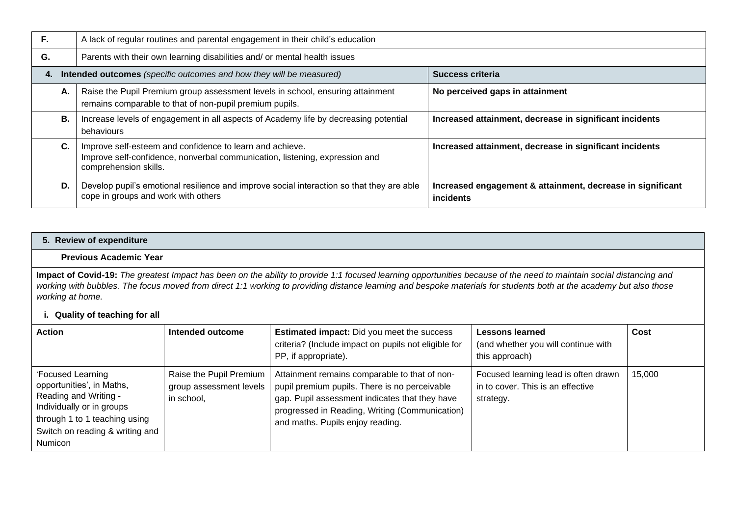| | |
|---|---|
| **F.** | A lack of regular routines and parental engagement in their child's education |
| **G.** | Parents with their own learning disabilities and/ or mental health issues |

| **4. Intended outcomes** *(specific outcomes and how they will be measured)* | | **Success criteria** |
|---|---|---|
| **A.** | Raise the Pupil Premium group assessment levels in school, ensuring attainment remains comparable to that of non-pupil premium pupils. | **No perceived gaps in attainment** |
| **B.** | Increase levels of engagement in all aspects of Academy life by decreasing potential behaviours | **Increased attainment, decrease in significant incidents** |
| **C.** | Improve self-esteem and confidence to learn and achieve.<br>Improve self-confidence, nonverbal communication, listening, expression and comprehension skills. | **Increased attainment, decrease in significant incidents** |
| **D.** | Develop pupil's emotional resilience and improve social interaction so that they are able cope in groups and work with others | **Increased engagement & attainment, decrease in significant incidents** |

**5. Review of expenditure**

**Previous Academic Year**

**Impact of Covid-19:** *The greatest Impact has been on the ability to provide 1:1 focused learning opportunities because of the need to maintain social distancing and working with bubbles. The focus moved from direct 1:1 working to providing distance learning and bespoke materials for students both at the academy but also those working at home.*

**i. Quality of teaching for all**

| **Action** | **Intended outcome** | **Estimated impact:** Did you meet the success criteria? (Include impact on pupils not eligible for PP, if appropriate). | **Lessons learned** (and whether you will continue with this approach) | **Cost** |
|---|---|---|---|---|
| 'Focused Learning opportunities', in Maths, Reading and Writing - Individually or in groups through 1 to 1 teaching using Switch on reading & writing and Numicon | Raise the Pupil Premium group assessment levels in school, | Attainment remains comparable to that of non-pupil premium pupils. There is no perceivable gap. Pupil assessment indicates that they have progressed in Reading, Writing (Communication) and maths. Pupils enjoy reading. | Focused learning lead is often drawn in to cover. This is an effective strategy. | 15,000 |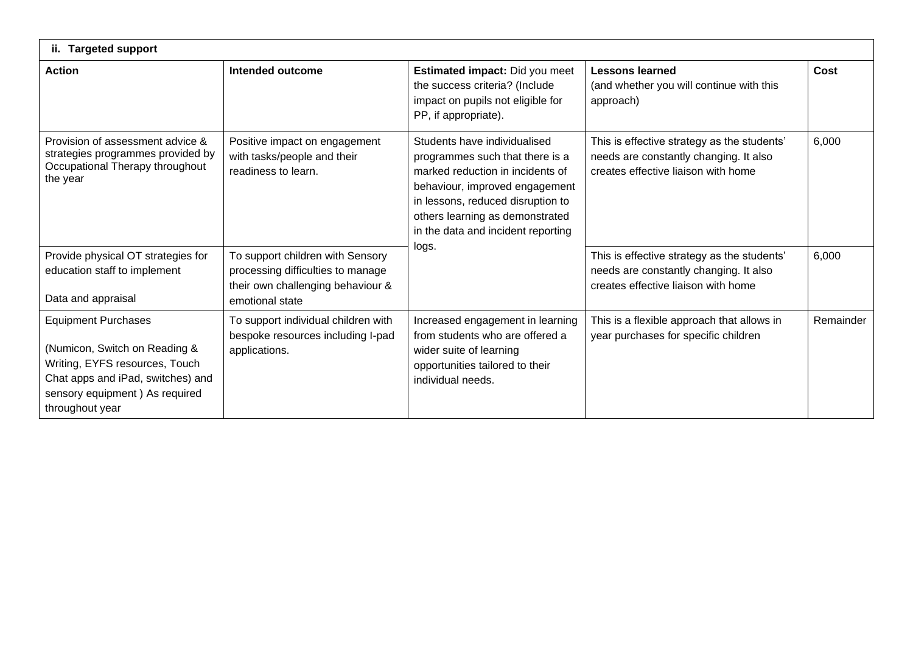| ii. Targeted support | | | | |
|---|---|---|---|---|
| **Action** | **Intended outcome** | **Estimated impact:** Did you meet the success criteria? (Include impact on pupils not eligible for PP, if appropriate). | **Lessons learned** (and whether you will continue with this approach) | **Cost** |
| Provision of assessment advice & strategies programmes provided by Occupational Therapy throughout the year | Positive impact on engagement with tasks/people and their readiness to learn. | Students have individualised programmes such that there is a marked reduction in incidents of behaviour, improved engagement in lessons, reduced disruption to others learning as demonstrated in the data and incident reporting logs. | This is effective strategy as the students' needs are constantly changing. It also creates effective liaison with home | 6,000 |
| Provide physical OT strategies for education staff to implement<br><br>Data and appraisal | To support children with Sensory processing difficulties to manage their own challenging behaviour & emotional state | | This is effective strategy as the students' needs are constantly changing. It also creates effective liaison with home | 6,000 |
| Equipment Purchases<br><br>(Numicon, Switch on Reading & Writing, EYFS resources, Touch Chat apps and iPad, switches) and sensory equipment ) As required throughout year | To support individual children with bespoke resources including I-pad applications. | Increased engagement in learning from students who are offered a wider suite of learning opportunities tailored to their individual needs. | This is a flexible approach that allows in year purchases for specific children | Remainder |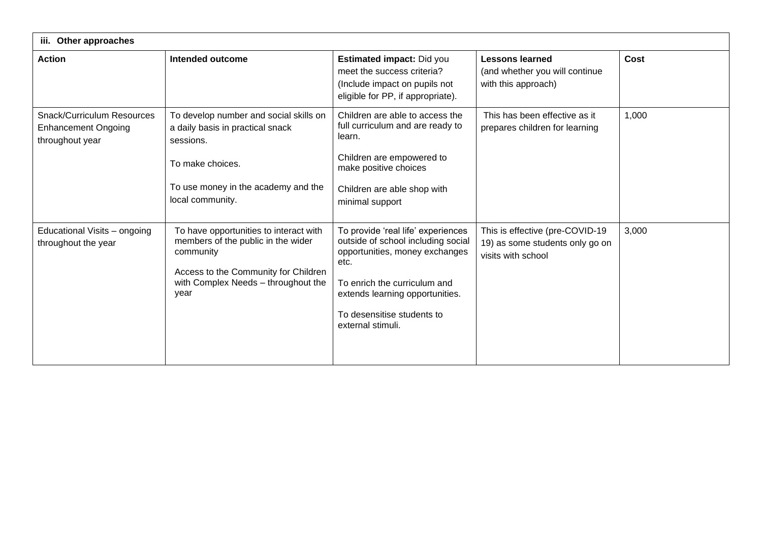| iii. Other approaches | | | | |
|---|---|---|---|---|
| **Action** | **Intended outcome** | **Estimated impact:** Did you meet the success criteria? (Include impact on pupils not eligible for PP, if appropriate). | **Lessons learned** (and whether you will continue with this approach) | **Cost** |
| Snack/Curriculum Resources Enhancement Ongoing throughout year | To develop number and social skills on a daily basis in practical snack sessions.<br><br>To make choices.<br><br>To use money in the academy and the local community. | Children are able to access the full curriculum and are ready to learn.<br><br>Children are empowered to make positive choices<br><br>Children are able shop with minimal support | This has been effective as it prepares children for learning | 1,000 |
| Educational Visits – ongoing throughout the year | To have opportunities to interact with members of the public in the wider community<br><br>Access to the Community for Children with Complex Needs – throughout the year | To provide 'real life' experiences outside of school including social opportunities, money exchanges etc.<br><br>To enrich the curriculum and extends learning opportunities.<br><br>To desensitise students to external stimuli. | This is effective (pre-COVID-19 19) as some students only go on visits with school | 3,000 |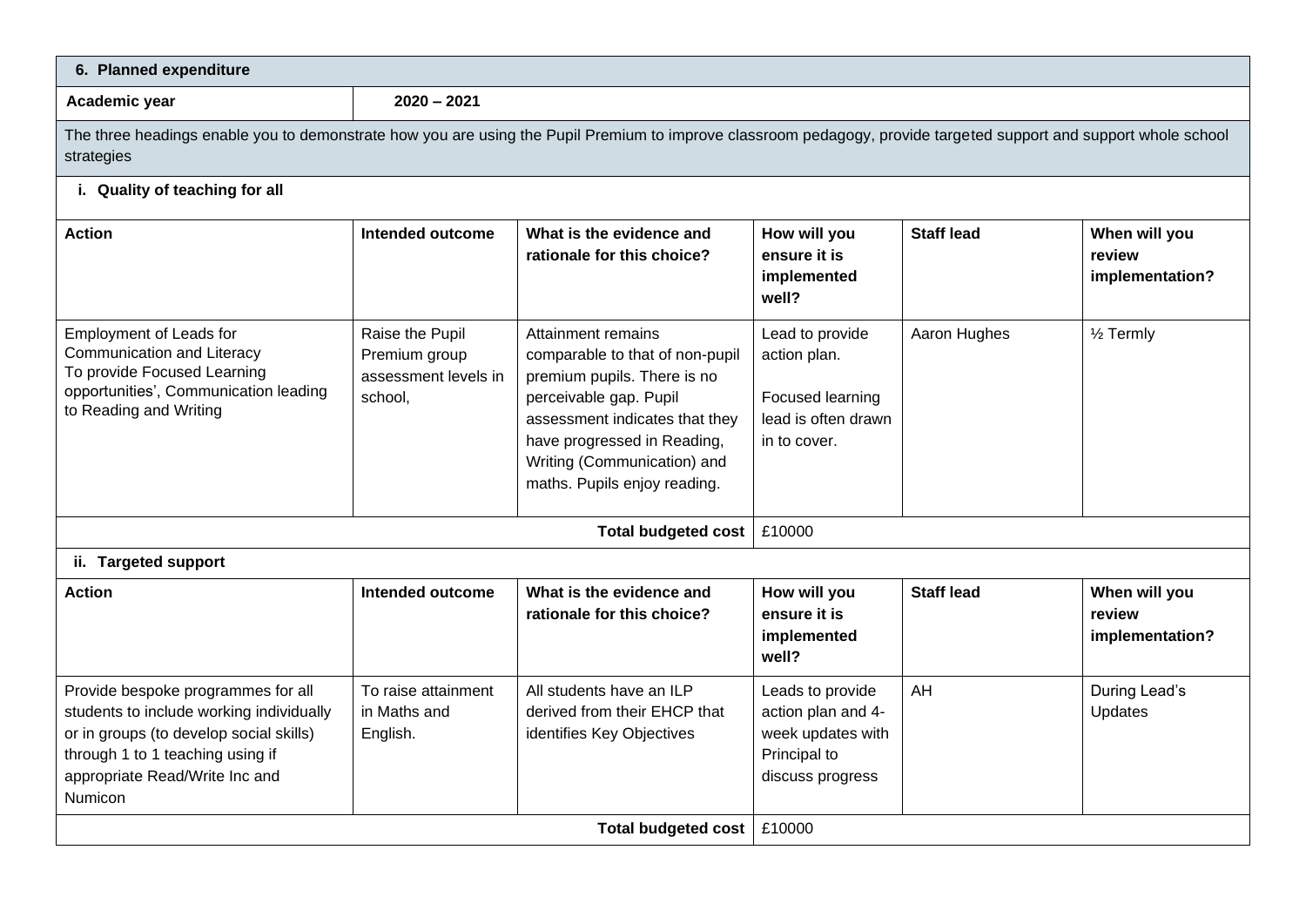## 6. Planned expenditure

| Academic year | 2020 – 2021 |
|---|---|

The three headings enable you to demonstrate how you are using the Pupil Premium to improve classroom pedagogy, provide targeted support and support whole school strategies

### i. Quality of teaching for all

| Action | Intended outcome | What is the evidence and rationale for this choice? | How will you ensure it is implemented well? | Staff lead | When will you review implementation? |
|---|---|---|---|---|---|
| Employment of Leads for Communication and Literacy To provide Focused Learning opportunities', Communication leading to Reading and Writing | Raise the Pupil Premium group assessment levels in school, | Attainment remains comparable to that of non-pupil premium pupils. There is no perceivable gap. Pupil assessment indicates that they have progressed in Reading, Writing (Communication) and maths. Pupils enjoy reading. | Lead to provide action plan.<br><br>Focused learning lead is often drawn in to cover. | Aaron Hughes | ½ Termly |
| | | **Total budgeted cost** | £10000 | | |

### ii. Targeted support

| Action | Intended outcome | What is the evidence and rationale for this choice? | How will you ensure it is implemented well? | Staff lead | When will you review implementation? |
|---|---|---|---|---|---|
| Provide bespoke programmes for all students to include working individually or in groups (to develop social skills) through 1 to 1 teaching using if appropriate Read/Write Inc and Numicon | To raise attainment in Maths and English. | All students have an ILP derived from their EHCP that identifies Key Objectives | Leads to provide action plan and 4-week updates with Principal to discuss progress | AH | During Lead's Updates |
| | | **Total budgeted cost** | £10000 | | |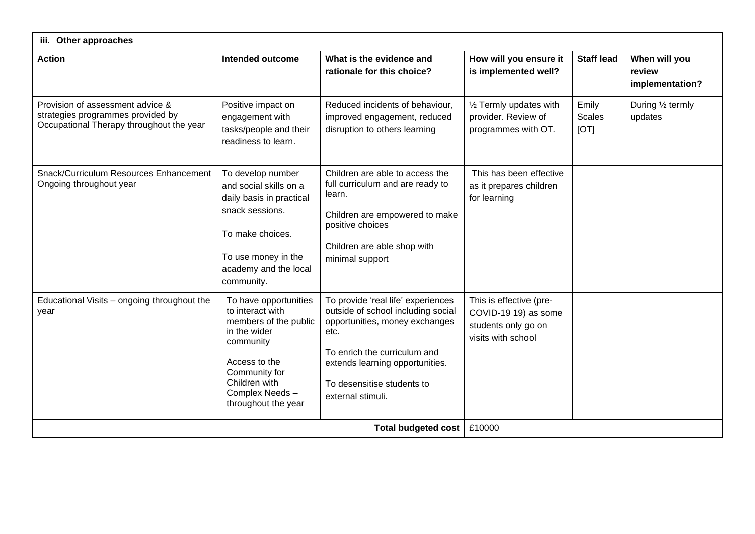| iii. Other approaches | | | | | |
|---|---|---|---|---|---|
| **Action** | **Intended outcome** | **What is the evidence and rationale for this choice?** | **How will you ensure it is implemented well?** | **Staff lead** | **When will you review implementation?** |
| Provision of assessment advice & strategies programmes provided by Occupational Therapy throughout the year | Positive impact on engagement with tasks/people and their readiness to learn. | Reduced incidents of behaviour, improved engagement, reduced disruption to others learning | ½ Termly updates with provider. Review of programmes with OT. | Emily Scales [OT] | During ½ termly updates |
| Snack/Curriculum Resources Enhancement Ongoing throughout year | To develop number and social skills on a daily basis in practical snack sessions.<br><br>To make choices.<br><br>To use money in the academy and the local community. | Children are able to access the full curriculum and are ready to learn.<br><br>Children are empowered to make positive choices<br><br>Children are able shop with minimal support | This has been effective as it prepares children for learning | | |
| Educational Visits – ongoing throughout the year | To have opportunities to interact with members of the public in the wider community<br><br>Access to the Community for Children with Complex Needs – throughout the year | To provide 'real life' experiences outside of school including social opportunities, money exchanges etc.<br><br>To enrich the curriculum and extends learning opportunities.<br><br>To desensitise students to external stimuli. | This is effective (pre-COVID-19 19) as some students only go on visits with school | | |
| | | **Total budgeted cost** | £10000 | | |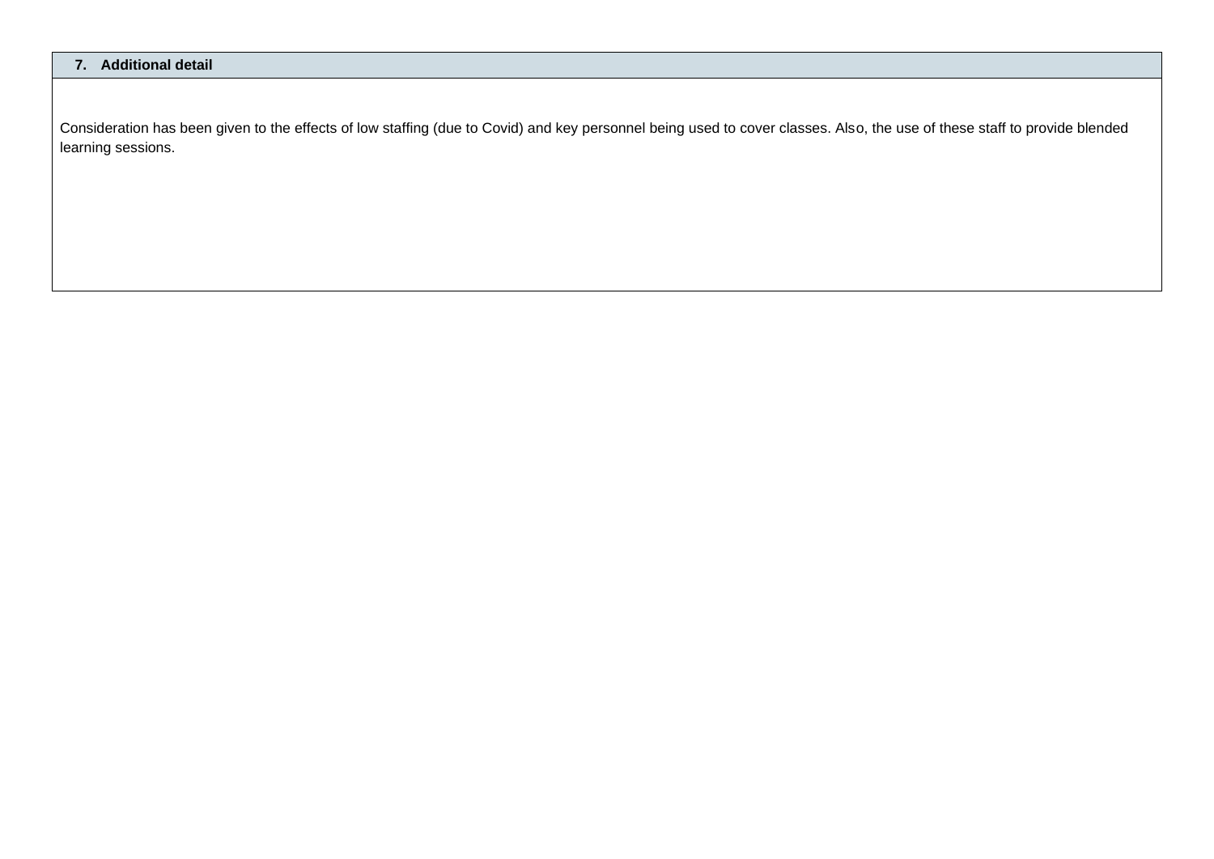## 7. Additional detail

Consideration has been given to the effects of low staffing (due to Covid) and key personnel being used to cover classes. Also, the use of these staff to provide blended learning sessions.